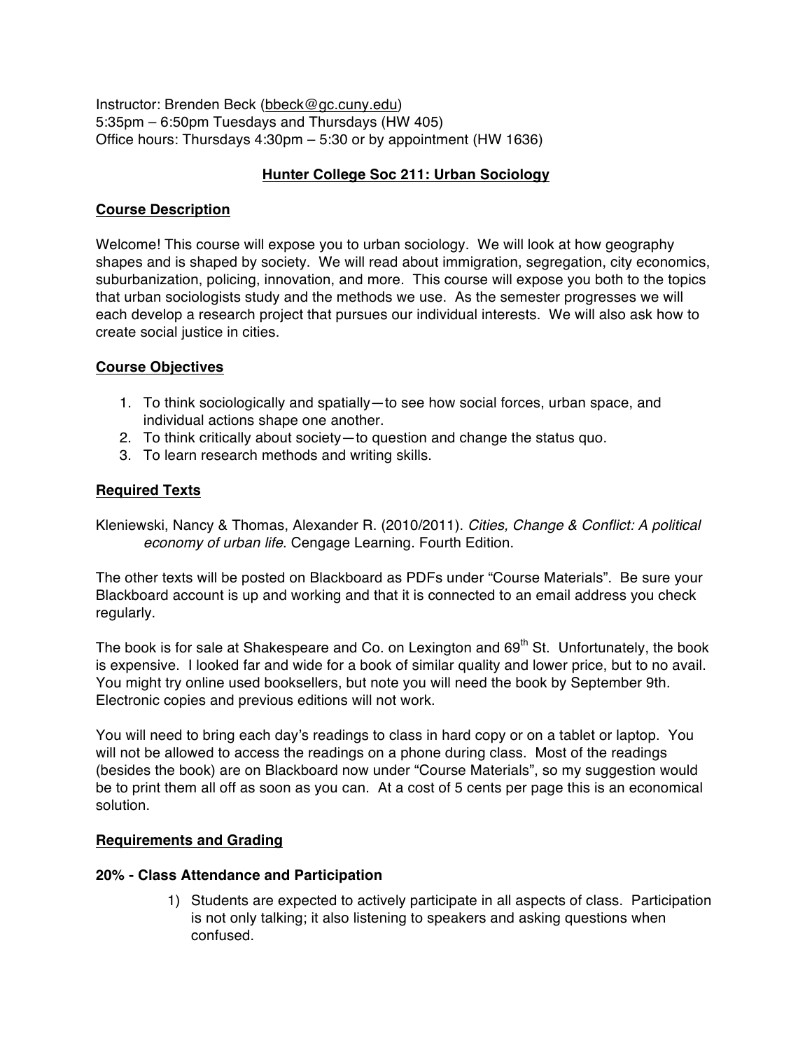Instructor: Brenden Beck (bbeck@gc.cuny.edu)
5:35pm – 6:50pm Tuesdays and Thursdays (HW 405)
Office hours: Thursdays 4:30pm – 5:30 or by appointment (HW 1636)

# Hunter College Soc 211: Urban Sociology

## Course Description

Welcome! This course will expose you to urban sociology. We will look at how geography shapes and is shaped by society. We will read about immigration, segregation, city economics, suburbanization, policing, innovation, and more. This course will expose you both to the topics that urban sociologists study and the methods we use. As the semester progresses we will each develop a research project that pursues our individual interests. We will also ask how to create social justice in cities.

## Course Objectives

1. To think sociologically and spatially—to see how social forces, urban space, and individual actions shape one another.
2. To think critically about society—to question and change the status quo.
3. To learn research methods and writing skills.

## Required Texts

Kleniewski, Nancy & Thomas, Alexander R. (2010/2011). *Cities, Change & Conflict: A political economy of urban life.* Cengage Learning. Fourth Edition.

The other texts will be posted on Blackboard as PDFs under "Course Materials". Be sure your Blackboard account is up and working and that it is connected to an email address you check regularly.

The book is for sale at Shakespeare and Co. on Lexington and 69th St. Unfortunately, the book is expensive. I looked far and wide for a book of similar quality and lower price, but to no avail. You might try online used booksellers, but note you will need the book by September 9th. Electronic copies and previous editions will not work.

You will need to bring each day's readings to class in hard copy or on a tablet or laptop. You will not be allowed to access the readings on a phone during class. Most of the readings (besides the book) are on Blackboard now under "Course Materials", so my suggestion would be to print them all off as soon as you can. At a cost of 5 cents per page this is an economical solution.

## Requirements and Grading

### 20% - Class Attendance and Participation

1) Students are expected to actively participate in all aspects of class. Participation is not only talking; it also listening to speakers and asking questions when confused.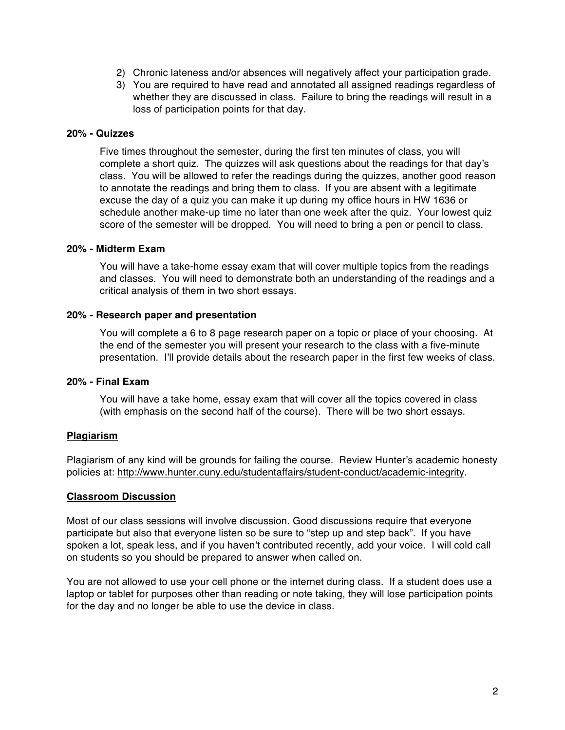2) Chronic lateness and/or absences will negatively affect your participation grade.
3) You are required to have read and annotated all assigned readings regardless of whether they are discussed in class. Failure to bring the readings will result in a loss of participation points for that day.

**20% - Quizzes**

Five times throughout the semester, during the first ten minutes of class, you will complete a short quiz. The quizzes will ask questions about the readings for that day's class. You will be allowed to refer the readings during the quizzes, another good reason to annotate the readings and bring them to class. If you are absent with a legitimate excuse the day of a quiz you can make it up during my office hours in HW 1636 or schedule another make-up time no later than one week after the quiz. Your lowest quiz score of the semester will be dropped. You will need to bring a pen or pencil to class.

**20% - Midterm Exam**

You will have a take-home essay exam that will cover multiple topics from the readings and classes. You will need to demonstrate both an understanding of the readings and a critical analysis of them in two short essays.

**20% - Research paper and presentation**

You will complete a 6 to 8 page research paper on a topic or place of your choosing. At the end of the semester you will present your research to the class with a five-minute presentation. I'll provide details about the research paper in the first few weeks of class.

**20% - Final Exam**

You will have a take home, essay exam that will cover all the topics covered in class (with emphasis on the second half of the course). There will be two short essays.

## Plagiarism

Plagiarism of any kind will be grounds for failing the course. Review Hunter's academic honesty policies at: http://www.hunter.cuny.edu/studentaffairs/student-conduct/academic-integrity.

## Classroom Discussion

Most of our class sessions will involve discussion. Good discussions require that everyone participate but also that everyone listen so be sure to "step up and step back". If you have spoken a lot, speak less, and if you haven't contributed recently, add your voice. I will cold call on students so you should be prepared to answer when called on.

You are not allowed to use your cell phone or the internet during class. If a student does use a laptop or tablet for purposes other than reading or note taking, they will lose participation points for the day and no longer be able to use the device in class.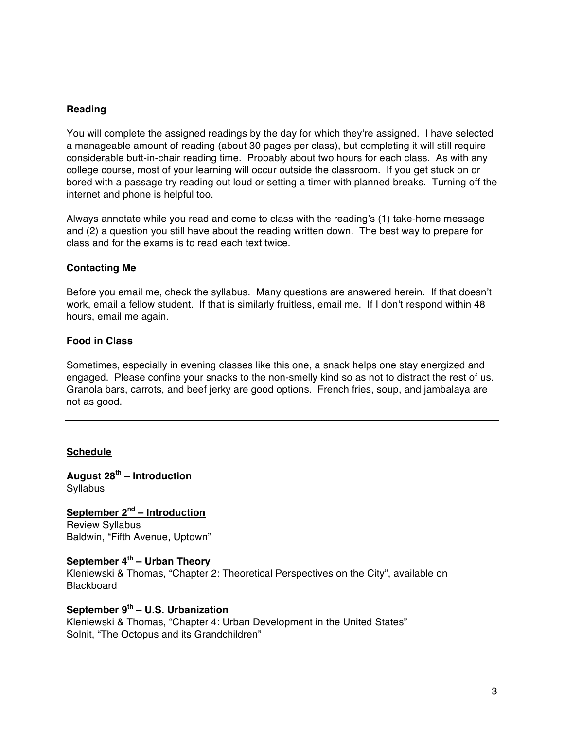## Reading

You will complete the assigned readings by the day for which they're assigned. I have selected a manageable amount of reading (about 30 pages per class), but completing it will still require considerable butt-in-chair reading time. Probably about two hours for each class. As with any college course, most of your learning will occur outside the classroom. If you get stuck on or bored with a passage try reading out loud or setting a timer with planned breaks. Turning off the internet and phone is helpful too.

Always annotate while you read and come to class with the reading's (1) take-home message and (2) a question you still have about the reading written down. The best way to prepare for class and for the exams is to read each text twice.

## Contacting Me

Before you email me, check the syllabus. Many questions are answered herein. If that doesn't work, email a fellow student. If that is similarly fruitless, email me. If I don't respond within 48 hours, email me again.

## Food in Class

Sometimes, especially in evening classes like this one, a snack helps one stay energized and engaged. Please confine your snacks to the non-smelly kind so as not to distract the rest of us. Granola bars, carrots, and beef jerky are good options. French fries, soup, and jambalaya are not as good.

---

## Schedule

### August 28th – Introduction
Syllabus

### September 2nd – Introduction
Review Syllabus
Baldwin, "Fifth Avenue, Uptown"

### September 4th – Urban Theory
Kleniewski & Thomas, "Chapter 2: Theoretical Perspectives on the City", available on Blackboard

### September 9th – U.S. Urbanization
Kleniewski & Thomas, "Chapter 4: Urban Development in the United States"
Solnit, "The Octopus and its Grandchildren"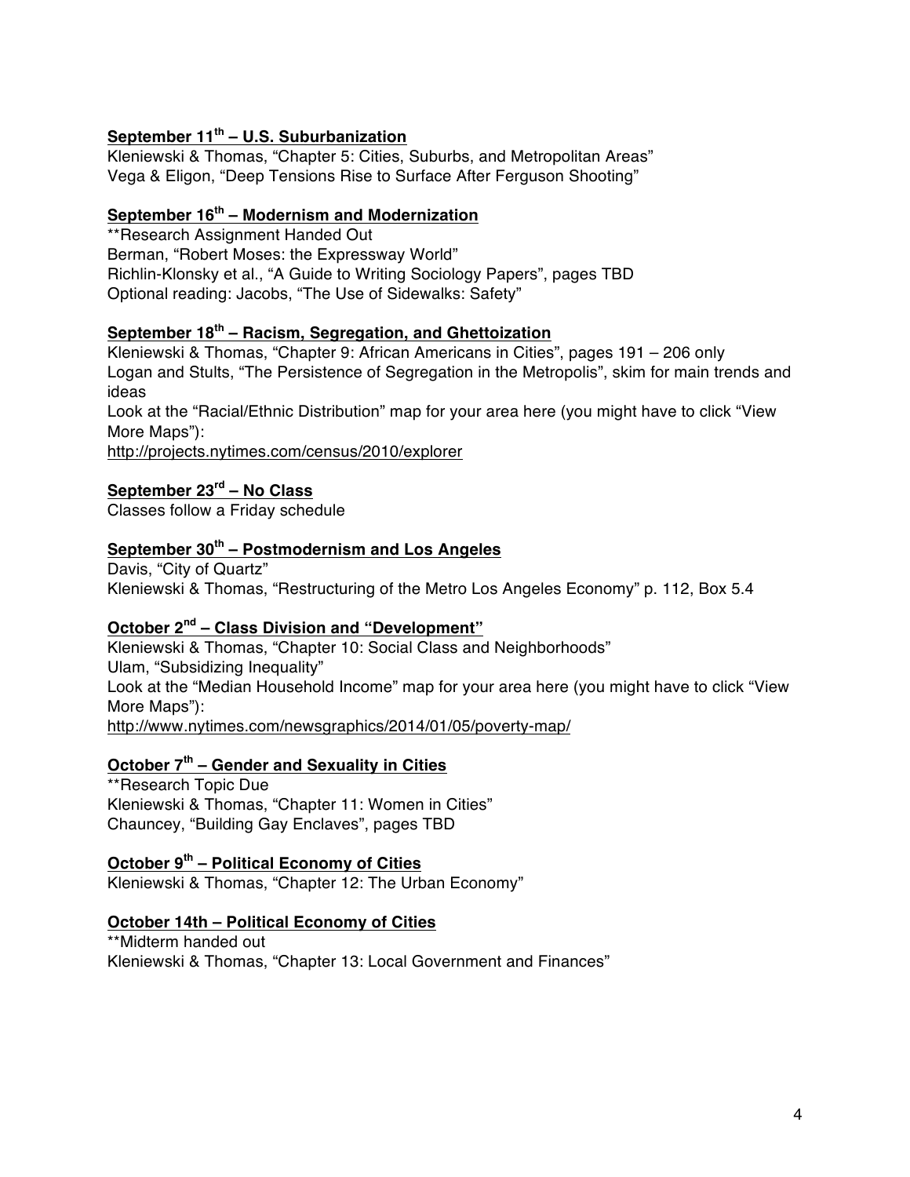**September 11th – U.S. Suburbanization**

Kleniewski & Thomas, "Chapter 5: Cities, Suburbs, and Metropolitan Areas"
Vega & Eligon, "Deep Tensions Rise to Surface After Ferguson Shooting"

**September 16th – Modernism and Modernization**

**Research Assignment Handed Out
Berman, "Robert Moses: the Expressway World"
Richlin-Klonsky et al., "A Guide to Writing Sociology Papers", pages TBD
Optional reading: Jacobs, "The Use of Sidewalks: Safety"

**September 18th – Racism, Segregation, and Ghettoization**

Kleniewski & Thomas, "Chapter 9: African Americans in Cities", pages 191 – 206 only
Logan and Stults, "The Persistence of Segregation in the Metropolis", skim for main trends and ideas
Look at the "Racial/Ethnic Distribution" map for your area here (you might have to click "View More Maps"):
http://projects.nytimes.com/census/2010/explorer

**September 23rd – No Class**

Classes follow a Friday schedule

**September 30th – Postmodernism and Los Angeles**

Davis, "City of Quartz"
Kleniewski & Thomas, "Restructuring of the Metro Los Angeles Economy" p. 112, Box 5.4

**October 2nd – Class Division and "Development"**

Kleniewski & Thomas, "Chapter 10: Social Class and Neighborhoods"
Ulam, "Subsidizing Inequality"
Look at the "Median Household Income" map for your area here (you might have to click "View More Maps"):
http://www.nytimes.com/newsgraphics/2014/01/05/poverty-map/

**October 7th – Gender and Sexuality in Cities**

**Research Topic Due
Kleniewski & Thomas, "Chapter 11: Women in Cities"
Chauncey, "Building Gay Enclaves", pages TBD

**October 9th – Political Economy of Cities**

Kleniewski & Thomas, "Chapter 12: The Urban Economy"

**October 14th – Political Economy of Cities**

**Midterm handed out
Kleniewski & Thomas, "Chapter 13: Local Government and Finances"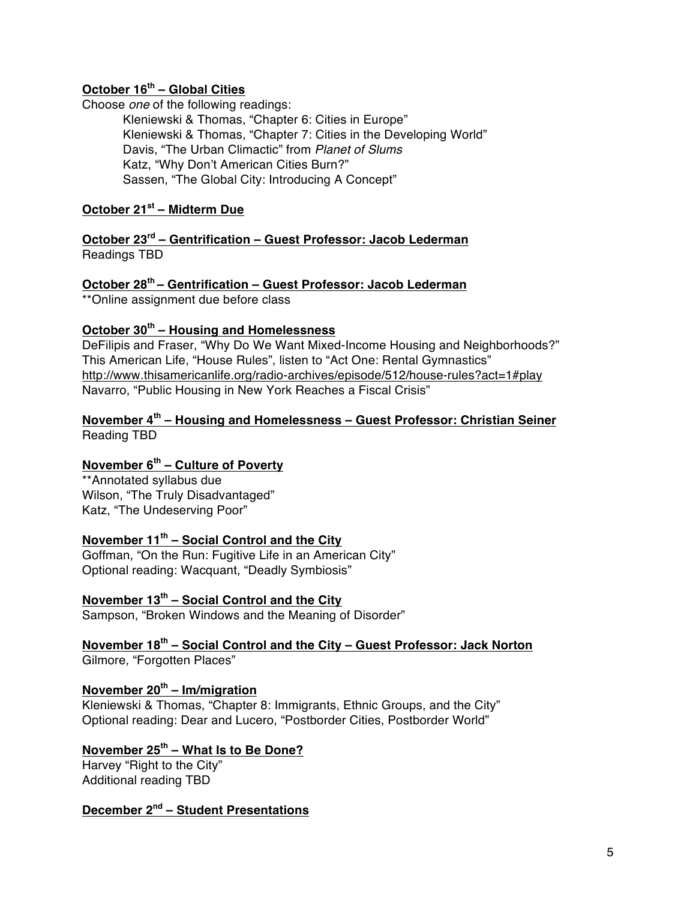**October 16th – Global Cities**

Choose *one* of the following readings:

Kleniewski & Thomas, "Chapter 6: Cities in Europe"
Kleniewski & Thomas, "Chapter 7: Cities in the Developing World"
Davis, "The Urban Climactic" from *Planet of Slums*
Katz, "Why Don't American Cities Burn?"
Sassen, "The Global City: Introducing A Concept"

**October 21st – Midterm Due**

**October 23rd – Gentrification – Guest Professor: Jacob Lederman**

Readings TBD

**October 28th – Gentrification – Guest Professor: Jacob Lederman**

**Online assignment due before class

**October 30th – Housing and Homelessness**

DeFilipis and Fraser, "Why Do We Want Mixed-Income Housing and Neighborhoods?"
This American Life, "House Rules", listen to "Act One: Rental Gymnastics"
http://www.thisamericanlife.org/radio-archives/episode/512/house-rules?act=1#play
Navarro, "Public Housing in New York Reaches a Fiscal Crisis"

**November 4th – Housing and Homelessness – Guest Professor: Christian Seiner**

Reading TBD

**November 6th – Culture of Poverty**

**Annotated syllabus due
Wilson, "The Truly Disadvantaged"
Katz, "The Undeserving Poor"

**November 11th – Social Control and the City**

Goffman, "On the Run: Fugitive Life in an American City"
Optional reading: Wacquant, "Deadly Symbiosis"

**November 13th – Social Control and the City**

Sampson, "Broken Windows and the Meaning of Disorder"

**November 18th – Social Control and the City – Guest Professor: Jack Norton**

Gilmore, "Forgotten Places"

**November 20th – Im/migration**

Kleniewski & Thomas, "Chapter 8: Immigrants, Ethnic Groups, and the City"
Optional reading: Dear and Lucero, "Postborder Cities, Postborder World"

**November 25th – What Is to Be Done?**

Harvey "Right to the City"
Additional reading TBD

**December 2nd – Student Presentations**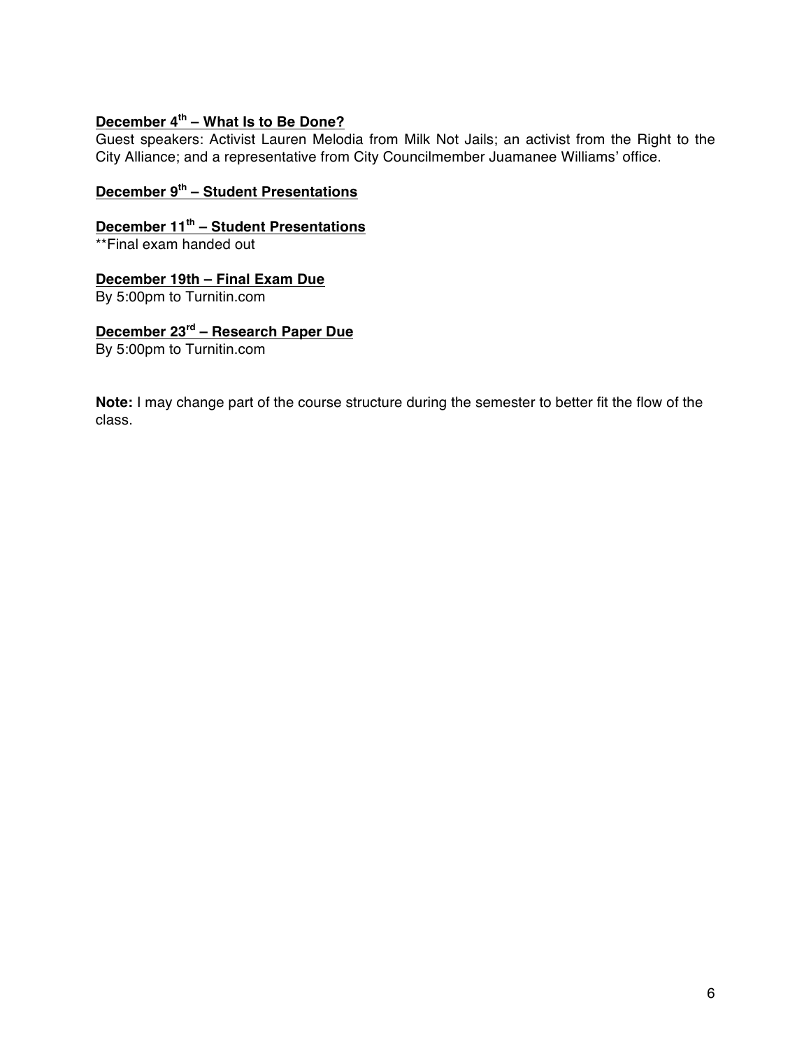**December 4th – What Is to Be Done?**

Guest speakers: Activist Lauren Melodia from Milk Not Jails; an activist from the Right to the City Alliance; and a representative from City Councilmember Juamanee Williams' office.

**December 9th – Student Presentations**

**December 11th – Student Presentations**

**Final exam handed out

**December 19th – Final Exam Due**

By 5:00pm to Turnitin.com

**December 23rd – Research Paper Due**

By 5:00pm to Turnitin.com

**Note:** I may change part of the course structure during the semester to better fit the flow of the class.